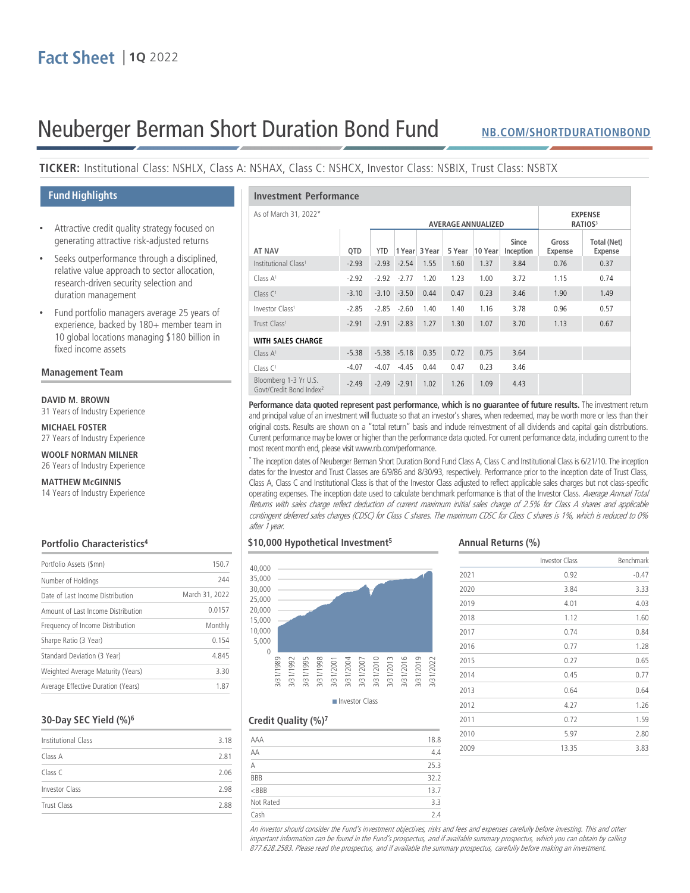**Fact Sheet** | **1Q** 2022

# Neuberger Berman Short Duration Bond Fund

NB.COM/SHORTDURATIONBOND

**TICKER:** Institutional Class: NSHLX, Class A: NSHAX, Class C: NSHCX, Investor Class: NSBIX, Trust Class: NSBTX

## Fund Highlights

- Attractive credit quality strategy focused on generating attractive risk-adjusted returns
- Seeks outperformance through a disciplined, relative value approach to sector allocation, research-driven security selection and duration management
- Fund portfolio managers average 25 years of experience, backed by 180+ member team in 10 global locations managing $180 billion in fixed income assets

## Management Team

**DAVID M. BROWN**
31 Years of Industry Experience

**MICHAEL FOSTER**
27 Years of Industry Experience

**WOOLF NORMAN MILNER**
26 Years of Industry Experience

**MATTHEW McGINNIS**
14 Years of Industry Experience

## Investment Performance

| As of March 31, 2022* | | | AVERAGE ANNUALIZED | | | | | EXPENSE RATIOS[3] | |
|---|---|---|---|---|---|---|---|---|---|
| **AT NAV** | **QTD** | **YTD** | **1 Year** | **3 Year** | **5 Year** | **10 Year** | **Since Inception** | **Gross Expense** | **Total (Net) Expense** |
| Institutional Class[1] | -2.93 | -2.93 | -2.54 | 1.55 | 1.60 | 1.37 | 3.84 | 0.76 | 0.37 |
| Class A[1] | -2.92 | -2.92 | -2.77 | 1.20 | 1.23 | 1.00 | 3.72 | 1.15 | 0.74 |
| Class C[1] | -3.10 | -3.10 | -3.50 | 0.44 | 0.47 | 0.23 | 3.46 | 1.90 | 1.49 |
| Investor Class[1] | -2.85 | -2.85 | -2.60 | 1.40 | 1.40 | 1.16 | 3.78 | 0.96 | 0.57 |
| Trust Class[1] | -2.91 | -2.91 | -2.83 | 1.27 | 1.30 | 1.07 | 3.70 | 1.13 | 0.67 |
| **WITH SALES CHARGE** | | | | | | | | | |
| Class A[1] | -5.38 | -5.38 | -5.18 | 0.35 | 0.72 | 0.75 | 3.64 | | |
| Class C[1] | -4.07 | -4.07 | -4.45 | 0.44 | 0.47 | 0.23 | 3.46 | | |
| Bloomberg 1-3 Yr U.S. Govt/Credit Bond Index[2] | -2.49 | -2.49 | -2.91 | 1.02 | 1.26 | 1.09 | 4.43 | | |

**Performance data quoted represent past performance, which is no guarantee of future results.** The investment return and principal value of an investment will fluctuate so that an investor's shares, when redeemed, may be worth more or less than their original costs. Results are shown on a "total return" basis and include reinvestment of all dividends and capital gain distributions. Current performance may be lower or higher than the performance data quoted. For current performance data, including current to the most recent month end, please visit www.nb.com/performance.

*The inception dates of Neuberger Berman Short Duration Bond Fund Class A, Class C and Institutional Class is 6/21/10. The inception dates for the Investor and Trust Classes are 6/9/86 and 8/30/93, respectively. Performance prior to the inception date of Trust Class, Class A, Class C and Institutional Class is that of the Investor Class adjusted to reflect applicable sales charges but not class-specific operating expenses. The inception date used to calculate benchmark performance is that of the Investor Class. *Average Annual Total Returns with sales charge reflect deduction of current maximum initial sales charge of 2.5% for Class A shares and applicable contingent deferred sales charges (CDSC) for Class C shares. The maximum CDSC for Class C shares is 1%, which is reduced to 0% after 1 year.*

## Portfolio Characteristics[4]

| | |
|---|---|
| Portfolio Assets ($mn) | 150.7 |
| Number of Holdings | 244 |
| Date of Last Income Distribution | March 31, 2022 |
| Amount of Last Income Distribution | 0.0157 |
| Frequency of Income Distribution | Monthly |
| Sharpe Ratio (3 Year) | 0.154 |
| Standard Deviation (3 Year) | 4.845 |
| Weighted Average Maturity (Years) | 3.30 |
| Average Effective Duration (Years) | 1.87 |

## 30-Day SEC Yield (%)[6]

| | |
|---|---|
| Institutional Class | 3.18 |
| Class A | 2.81 |
| Class C | 2.06 |
| Investor Class | 2.98 |
| Trust Class | 2.88 |

## $10,000 Hypothetical Investment[5]

Investor Class (chart, 3/31/1989 – 3/31/2022; y-axis 0 – 40,000)

## Credit Quality (%)[7]

| | |
|---|---|
| AAA | 18.8 |
| AA | 4.4 |
| A | 25.3 |
| BBB | 32.2 |
| <BBB | 13.7 |
| Not Rated | 3.3 |
| Cash | 2.4 |

## Annual Returns (%)

| | Investor Class | Benchmark |
|---|---|---|
| 2021 | 0.92 | -0.47 |
| 2020 | 3.84 | 3.33 |
| 2019 | 4.01 | 4.03 |
| 2018 | 1.12 | 1.60 |
| 2017 | 0.74 | 0.84 |
| 2016 | 0.77 | 1.28 |
| 2015 | 0.27 | 0.65 |
| 2014 | 0.45 | 0.77 |
| 2013 | 0.64 | 0.64 |
| 2012 | 4.27 | 1.26 |
| 2011 | 0.72 | 1.59 |
| 2010 | 5.97 | 2.80 |
| 2009 | 13.35 | 3.83 |

*An investor should consider the Fund's investment objectives, risks and fees and expenses carefully before investing. This and other important information can be found in the Fund's prospectus, and if available summary prospectus, which you can obtain by calling 877.628.2583. Please read the prospectus, and if available the summary prospectus, carefully before making an investment.*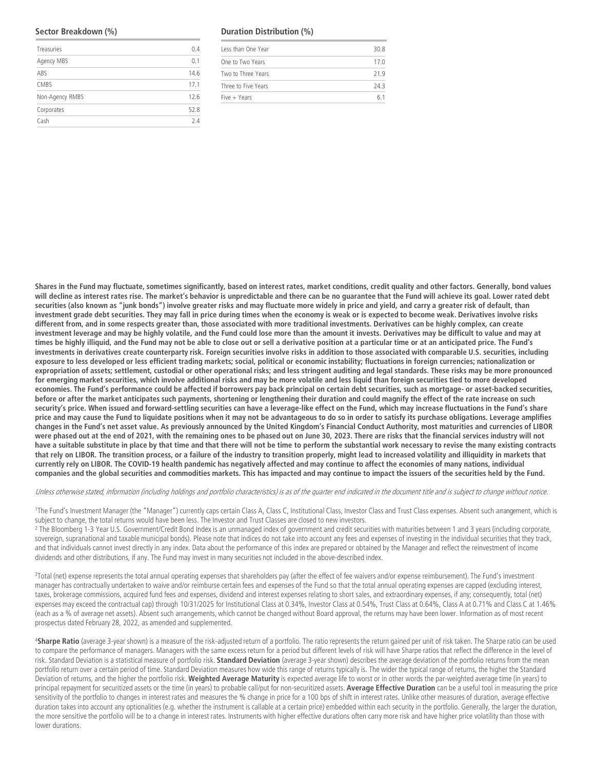### Sector Breakdown (%)

| | |
|---|---|
| Treasuries | 0.4 |
| Agency MBS | 0.1 |
| ABS | 14.6 |
| CMBS | 17.1 |
| Non-Agency RMBS | 12.6 |
| Corporates | 52.8 |
| Cash | 2.4 |

### Duration Distribution (%)

| | |
|---|---|
| Less than One Year | 30.8 |
| One to Two Years | 17.0 |
| Two to Three Years | 21.9 |
| Three to Five Years | 24.3 |
| Five + Years | 6.1 |

**Shares in the Fund may fluctuate, sometimes significantly, based on interest rates, market conditions, credit quality and other factors. Generally, bond values will decline as interest rates rise. The market's behavior is unpredictable and there can be no guarantee that the Fund will achieve its goal. Lower rated debt securities (also known as "junk bonds") involve greater risks and may fluctuate more widely in price and yield, and carry a greater risk of default, than investment grade debt securities. They may fall in price during times when the economy is weak or is expected to become weak. Derivatives involve risks different from, and in some respects greater than, those associated with more traditional investments. Derivatives can be highly complex, can create investment leverage and may be highly volatile, and the Fund could lose more than the amount it invests. Derivatives may be difficult to value and may at times be highly illiquid, and the Fund may not be able to close out or sell a derivative position at a particular time or at an anticipated price. The Fund's investments in derivatives create counterparty risk. Foreign securities involve risks in addition to those associated with comparable U.S. securities, including exposure to less developed or less efficient trading markets; social, political or economic instability; fluctuations in foreign currencies; nationalization or expropriation of assets; settlement, custodial or other operational risks; and less stringent auditing and legal standards. These risks may be more pronounced for emerging market securities, which involve additional risks and may be more volatile and less liquid than foreign securities tied to more developed economies. The Fund's performance could be affected if borrowers pay back principal on certain debt securities, such as mortgage- or asset-backed securities, before or after the market anticipates such payments, shortening or lengthening their duration and could magnify the effect of the rate increase on such security's price. When issued and forward-settling securities can have a leverage-like effect on the Fund, which may increase fluctuations in the Fund's share price and may cause the Fund to liquidate positions when it may not be advantageous to do so in order to satisfy its purchase obligations. Leverage amplifies changes in the Fund's net asset value. As previously announced by the United Kingdom's Financial Conduct Authority, most maturities and currencies of LIBOR were phased out at the end of 2021, with the remaining ones to be phased out on June 30, 2023. There are risks that the financial services industry will not have a suitable substitute in place by that time and that there will not be time to perform the substantial work necessary to revise the many existing contracts that rely on LIBOR. The transition process, or a failure of the industry to transition properly, might lead to increased volatility and illiquidity in markets that currently rely on LIBOR. The COVID-19 health pandemic has negatively affected and may continue to affect the economies of many nations, individual companies and the global securities and commodities markets. This has impacted and may continue to impact the issuers of the securities held by the Fund.**

*Unless otherwise stated, information (including holdings and portfolio characteristics) is as of the quarter end indicated in the document title and is subject to change without notice.*

[1]The Fund's Investment Manager (the "Manager") currently caps certain Class A, Class C, Institutional Class, Investor Class and Trust Class expenses. Absent such arrangement, which is subject to change, the total returns would have been less. The Investor and Trust Classes are closed to new investors.

[2] The Bloomberg 1-3 Year U.S. Government/Credit Bond Index is an unmanaged index of government and credit securities with maturities between 1 and 3 years (including corporate, sovereign, supranational and taxable municipal bonds). Please note that indices do not take into account any fees and expenses of investing in the individual securities that they track, and that individuals cannot invest directly in any index. Data about the performance of this index are prepared or obtained by the Manager and reflect the reinvestment of income dividends and other distributions, if any. The Fund may invest in many securities not included in the above-described index.

[3]Total (net) expense represents the total annual operating expenses that shareholders pay (after the effect of fee waivers and/or expense reimbursement). The Fund's investment manager has contractually undertaken to waive and/or reimburse certain fees and expenses of the Fund so that the total annual operating expenses are capped (excluding interest, taxes, brokerage commissions, acquired fund fees and expenses, dividend and interest expenses relating to short sales, and extraordinary expenses, if any; consequently, total (net) expenses may exceed the contractual cap) through 10/31/2025 for Institutional Class at 0.34%, Investor Class at 0.54%, Trust Class at 0.64%, Class A at 0.71% and Class C at 1.46% (each as a % of average net assets). Absent such arrangements, which cannot be changed without Board approval, the returns may have been lower. Information as of most recent prospectus dated February 28, 2022, as amended and supplemented.

[4]**Sharpe Ratio** (average 3-year shown) is a measure of the risk-adjusted return of a portfolio. The ratio represents the return gained per unit of risk taken. The Sharpe ratio can be used to compare the performance of managers. Managers with the same excess return for a period but different levels of risk will have Sharpe ratios that reflect the difference in the level of risk. Standard Deviation is a statistical measure of portfolio risk. **Standard Deviation** (average 3-year shown) describes the average deviation of the portfolio returns from the mean portfolio return over a certain period of time. Standard Deviation measures how wide this range of returns typically is. The wider the typical range of returns, the higher the Standard Deviation of returns, and the higher the portfolio risk. **Weighted Average Maturity** is expected average life to worst or in other words the par-weighted average time (in years) to principal repayment for securitized assets or the time (in years) to probable call/put for non-securitized assets. **Average Effective Duration** can be a useful tool in measuring the price sensitivity of the portfolio to changes in interest rates and measures the % change in price for a 100 bps of shift in interest rates. Unlike other measures of duration, average effective duration takes into account any optionalities (e.g. whether the instrument is callable at a certain price) embedded within each security in the portfolio. Generally, the larger the duration, the more sensitive the portfolio will be to a change in interest rates. Instruments with higher effective durations often carry more risk and have higher price volatility than those with lower durations.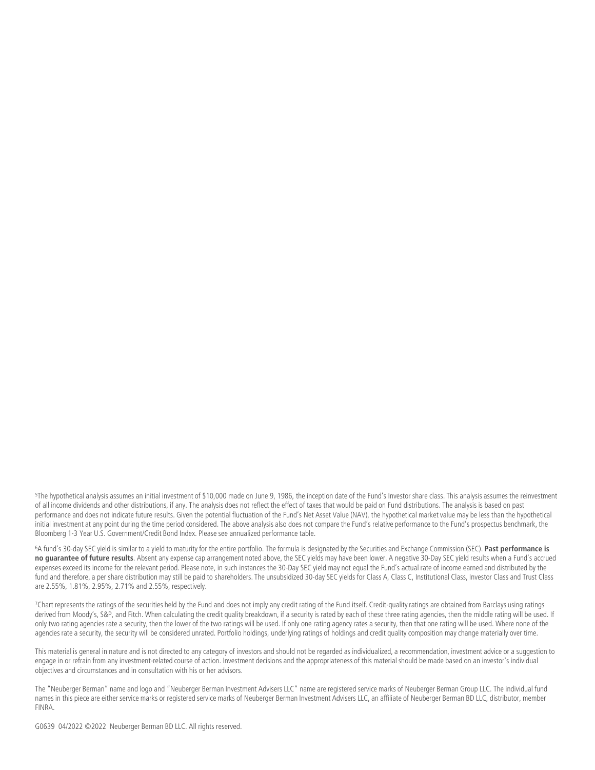[5]The hypothetical analysis assumes an initial investment of $10,000 made on June 9, 1986, the inception date of the Fund's Investor share class. This analysis assumes the reinvestment of all income dividends and other distributions, if any. The analysis does not reflect the effect of taxes that would be paid on Fund distributions. The analysis is based on past performance and does not indicate future results. Given the potential fluctuation of the Fund's Net Asset Value (NAV), the hypothetical market value may be less than the hypothetical initial investment at any point during the time period considered. The above analysis also does not compare the Fund's relative performance to the Fund's prospectus benchmark, the Bloomberg 1-3 Year U.S. Government/Credit Bond Index. Please see annualized performance table.

[6]A fund's 30-day SEC yield is similar to a yield to maturity for the entire portfolio. The formula is designated by the Securities and Exchange Commission (SEC). **Past performance is no guarantee of future results**. Absent any expense cap arrangement noted above, the SEC yields may have been lower. A negative 30-Day SEC yield results when a Fund's accrued expenses exceed its income for the relevant period. Please note, in such instances the 30-Day SEC yield may not equal the Fund's actual rate of income earned and distributed by the fund and therefore, a per share distribution may still be paid to shareholders. The unsubsidized 30-day SEC yields for Class A, Class C, Institutional Class, Investor Class and Trust Class are 2.55%, 1.81%, 2.95%, 2.71% and 2.55%, respectively.

[7]Chart represents the ratings of the securities held by the Fund and does not imply any credit rating of the Fund itself. Credit-quality ratings are obtained from Barclays using ratings derived from Moody's, S&P, and Fitch. When calculating the credit quality breakdown, if a security is rated by each of these three rating agencies, then the middle rating will be used. If only two rating agencies rate a security, then the lower of the two ratings will be used. If only one rating agency rates a security, then that one rating will be used. Where none of the agencies rate a security, the security will be considered unrated. Portfolio holdings, underlying ratings of holdings and credit quality composition may change materially over time.

This material is general in nature and is not directed to any category of investors and should not be regarded as individualized, a recommendation, investment advice or a suggestion to engage in or refrain from any investment-related course of action. Investment decisions and the appropriateness of this material should be made based on an investor's individual objectives and circumstances and in consultation with his or her advisors.

The "Neuberger Berman" name and logo and "Neuberger Berman Investment Advisers LLC" name are registered service marks of Neuberger Berman Group LLC. The individual fund names in this piece are either service marks or registered service marks of Neuberger Berman Investment Advisers LLC, an affiliate of Neuberger Berman BD LLC, distributor, member FINRA.

G0639 04/2022 ©2022 Neuberger Berman BD LLC. All rights reserved.